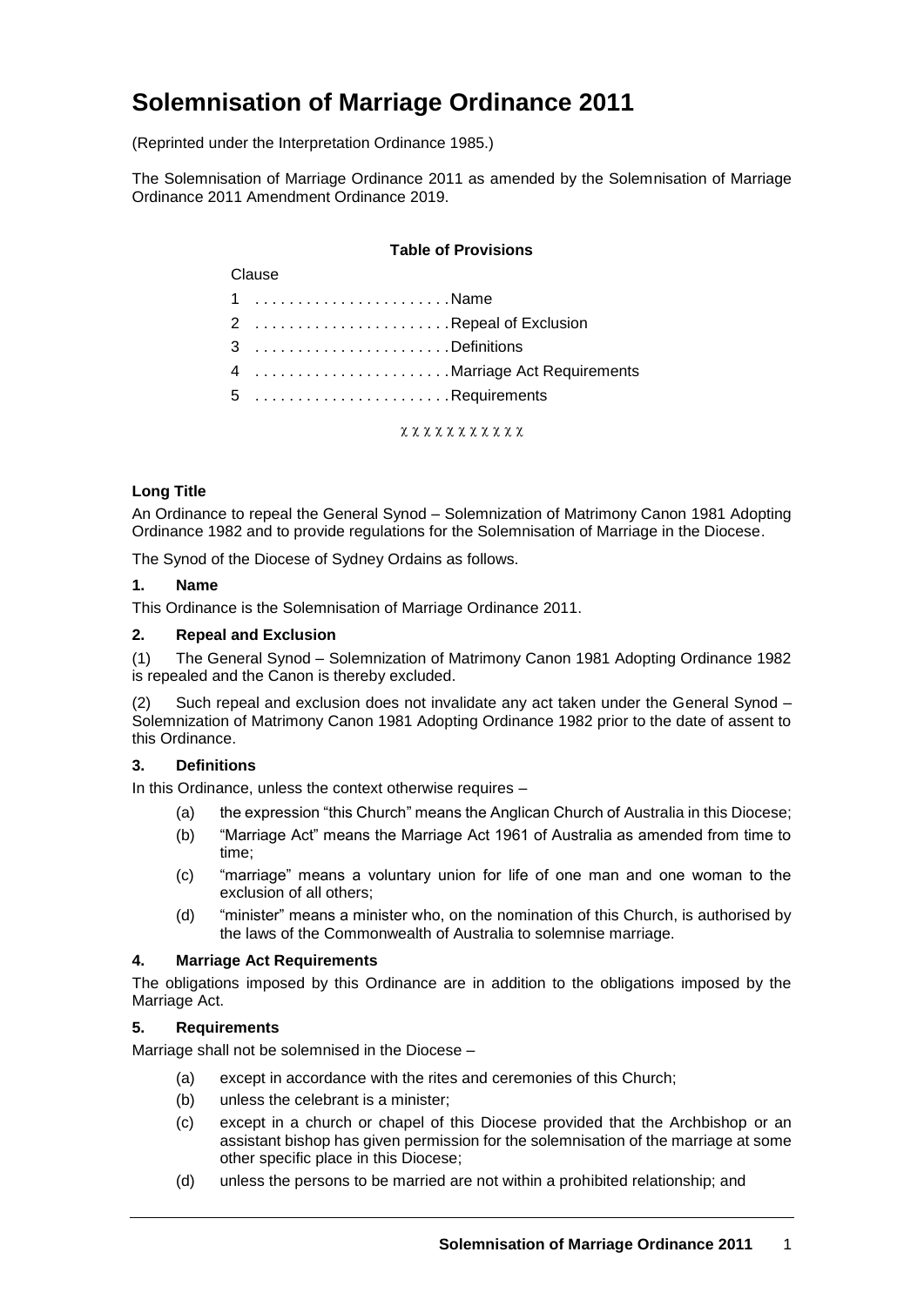# Solemnisation of Marriage Ordinance 2011

(Reprinted under the Interpretation Ordinance 1985.)

The Solemnisation of Marriage Ordinance 2011 as amended by the Solemnisation of Marriage Ordinance 2011 Amendment Ordinance 2019.

**Table of Provisions**

| Clause | |
|---|---|
| 1 | Name |
| 2 | Repeal of Exclusion |
| 3 | Definitions |
| 4 | Marriage Act Requirements |
| 5 | Requirements |

χ χ χ χ χ χ χ χ χ χ χ

**Long Title**

An Ordinance to repeal the General Synod – Solemnization of Matrimony Canon 1981 Adopting Ordinance 1982 and to provide regulations for the Solemnisation of Marriage in the Diocese.

The Synod of the Diocese of Sydney Ordains as follows.

**1. Name**

This Ordinance is the Solemnisation of Marriage Ordinance 2011.

**2. Repeal and Exclusion**

(1) The General Synod – Solemnization of Matrimony Canon 1981 Adopting Ordinance 1982 is repealed and the Canon is thereby excluded.

(2) Such repeal and exclusion does not invalidate any act taken under the General Synod – Solemnization of Matrimony Canon 1981 Adopting Ordinance 1982 prior to the date of assent to this Ordinance.

**3. Definitions**

In this Ordinance, unless the context otherwise requires –

(a) the expression "this Church" means the Anglican Church of Australia in this Diocese;

(b) "Marriage Act" means the Marriage Act 1961 of Australia as amended from time to time;

(c) "marriage" means a voluntary union for life of one man and one woman to the exclusion of all others;

(d) "minister" means a minister who, on the nomination of this Church, is authorised by the laws of the Commonwealth of Australia to solemnise marriage.

**4. Marriage Act Requirements**

The obligations imposed by this Ordinance are in addition to the obligations imposed by the Marriage Act.

**5. Requirements**

Marriage shall not be solemnised in the Diocese –

(a) except in accordance with the rites and ceremonies of this Church;

(b) unless the celebrant is a minister;

(c) except in a church or chapel of this Diocese provided that the Archbishop or an assistant bishop has given permission for the solemnisation of the marriage at some other specific place in this Diocese;

(d) unless the persons to be married are not within a prohibited relationship; and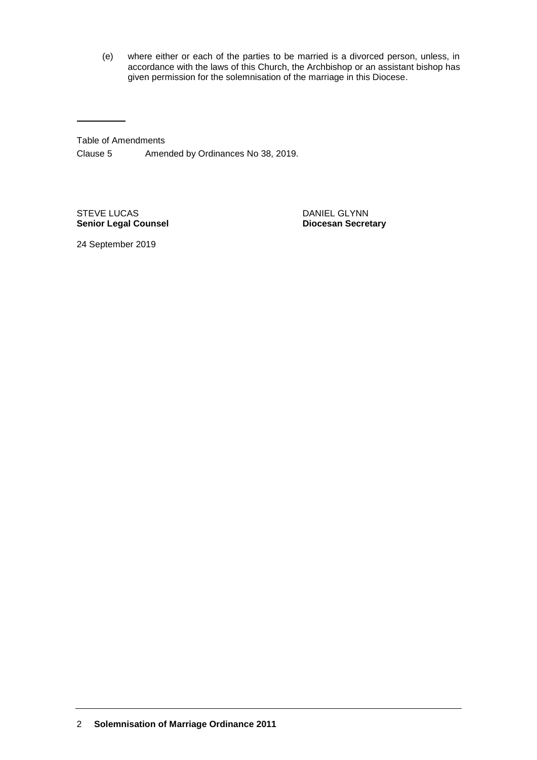(e) where either or each of the parties to be married is a divorced person, unless, in accordance with the laws of this Church, the Archbishop or an assistant bishop has given permission for the solemnisation of the marriage in this Diocese.

---

Table of Amendments

| | |
|---|---|
| Clause 5 | Amended by Ordinances No 38, 2019. |

STEVE LUCAS
**Senior Legal Counsel**

DANIEL GLYNN
**Diocesan Secretary**

24 September 2019